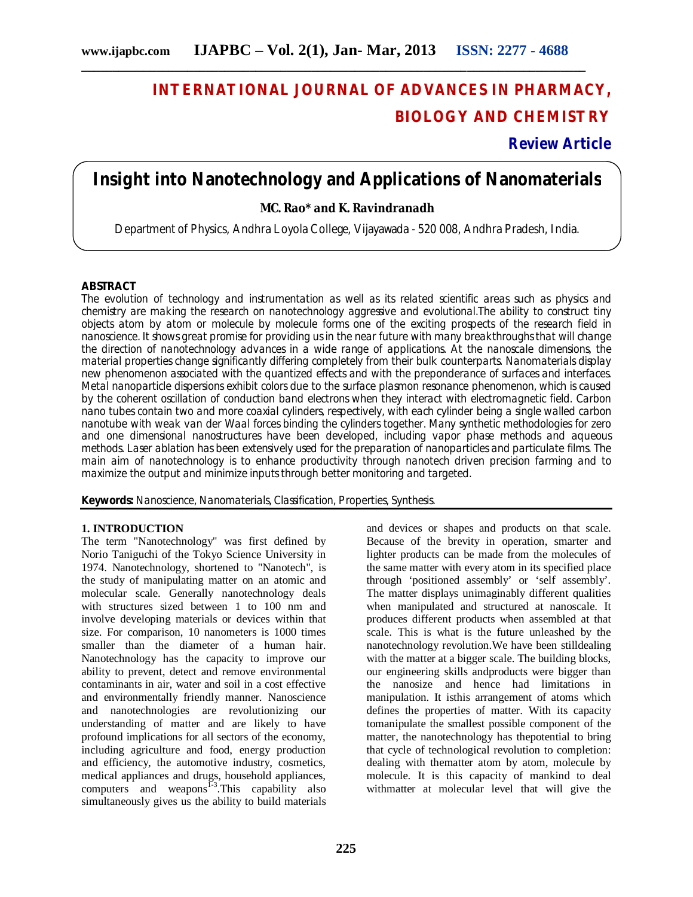# INTERNATIONAL JOURNAL OF ADVANCES IN PHARMACY, BIOLOGY AND CHEMISTRY

**Review Article**

# Insight into Nanotechnology and Applications of Nanomaterials

**MC. Rao* and K. Ravindranadh**

Department of Physics, Andhra Loyola College, Vijayawada - 520 008, Andhra Pradesh, India.

## ABSTRACT

The evolution of technology and instrumentation as well as its related scientific areas such as physics and chemistry are making the research on nanotechnology aggressive and evolutional.The ability to construct tiny objects atom by atom or molecule by molecule forms one of the exciting prospects of the research field in nanoscience. It shows great promise for providing us in the near future with many breakthroughs that will change the direction of nanotechnology advances in a wide range of applications. At the nanoscale dimensions, the material properties change significantly differing completely from their bulk counterparts. Nanomaterials display new phenomenon associated with the quantized effects and with the preponderance of surfaces and interfaces. Metal nanoparticle dispersions exhibit colors due to the surface plasmon resonance phenomenon, which is caused by the coherent oscillation of conduction band electrons when they interact with electromagnetic field. Carbon nano tubes contain two and more coaxial cylinders, respectively, with each cylinder being a single walled carbon nanotube with weak van der Waal forces binding the cylinders together. Many synthetic methodologies for zero and one dimensional nanostructures have been developed, including vapor phase methods and aqueous methods. Laser ablation has been extensively used for the preparation of nanoparticles and particulate films. The main aim of nanotechnology is to enhance productivity through nanotech driven precision farming and to maximize the output and minimize inputs through better monitoring and targeted.

**Keywords:** Nanoscience, Nanomaterials, Classification, Properties, Synthesis.

## 1. INTRODUCTION

The term "Nanotechnology" was first defined by Norio Taniguchi of the Tokyo Science University in 1974. Nanotechnology, shortened to "Nanotech", is the study of manipulating matter on an atomic and molecular scale. Generally nanotechnology deals with structures sized between 1 to 100 nm and involve developing materials or devices within that size. For comparison, 10 nanometers is 1000 times smaller than the diameter of a human hair. Nanotechnology has the capacity to improve our ability to prevent, detect and remove environmental contaminants in air, water and soil in a cost effective and environmentally friendly manner. Nanoscience and nanotechnologies are revolutionizing our understanding of matter and are likely to have profound implications for all sectors of the economy, including agriculture and food, energy production and efficiency, the automotive industry, cosmetics, medical appliances and drugs, household appliances, computers and weapons[1-3].This capability also simultaneously gives us the ability to build materials and devices or shapes and products on that scale. Because of the brevity in operation, smarter and lighter products can be made from the molecules of the same matter with every atom in its specified place through 'positioned assembly' or 'self assembly'. The matter displays unimaginably different qualities when manipulated and structured at nanoscale. It produces different products when assembled at that scale. This is what is the future unleashed by the nanotechnology revolution.We have been stilldealing with the matter at a bigger scale. The building blocks, our engineering skills andproducts were bigger than the nanosize and hence had limitations in manipulation. It isthis arrangement of atoms which defines the properties of matter. With its capacity tomanipulate the smallest possible component of the matter, the nanotechnology has thepotential to bring that cycle of technological revolution to completion: dealing with thematter atom by atom, molecule by molecule. It is this capacity of mankind to deal withmatter at molecular level that will give the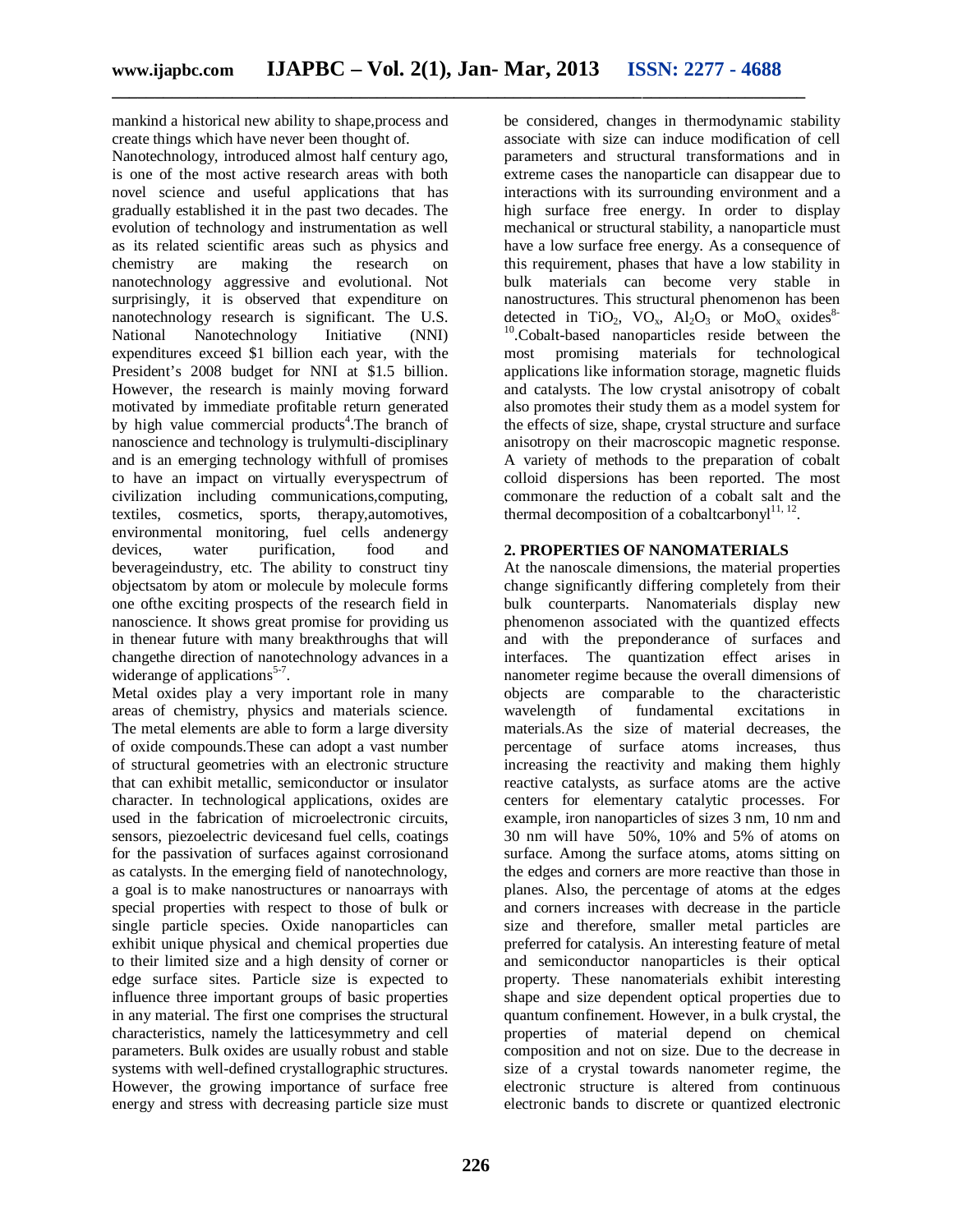mankind a historical new ability to shape,process and create things which have never been thought of.

Nanotechnology, introduced almost half century ago, is one of the most active research areas with both novel science and useful applications that has gradually established it in the past two decades. The evolution of technology and instrumentation as well as its related scientific areas such as physics and chemistry are making the research on nanotechnology aggressive and evolutional. Not surprisingly, it is observed that expenditure on nanotechnology research is significant. The U.S. National Nanotechnology Initiative (NNI) expenditures exceed $1 billion each year, with the President's 2008 budget for NNI at $1.5 billion. However, the research is mainly moving forward motivated by immediate profitable return generated by high value commercial products[4].The branch of nanoscience and technology is trulymulti-disciplinary and is an emerging technology withfull of promises to have an impact on virtually everyspectrum of civilization including communications,computing, textiles, cosmetics, sports, therapy,automotives, environmental monitoring, fuel cells andenergy devices, water purification, food and beverageindustry, etc. The ability to construct tiny objectsatom by atom or molecule by molecule forms one ofthe exciting prospects of the research field in nanoscience. It shows great promise for providing us in thenear future with many breakthroughs that will changethe direction of nanotechnology advances in a widerange of applications[5-7].

Metal oxides play a very important role in many areas of chemistry, physics and materials science. The metal elements are able to form a large diversity of oxide compounds.These can adopt a vast number of structural geometries with an electronic structure that can exhibit metallic, semiconductor or insulator character. In technological applications, oxides are used in the fabrication of microelectronic circuits, sensors, piezoelectric devicesand fuel cells, coatings for the passivation of surfaces against corrosionand as catalysts. In the emerging field of nanotechnology, a goal is to make nanostructures or nanoarrays with special properties with respect to those of bulk or single particle species. Oxide nanoparticles can exhibit unique physical and chemical properties due to their limited size and a high density of corner or edge surface sites. Particle size is expected to influence three important groups of basic properties in any material. The first one comprises the structural characteristics, namely the latticesymmetry and cell parameters. Bulk oxides are usually robust and stable systems with well-defined crystallographic structures. However, the growing importance of surface free energy and stress with decreasing particle size must be considered, changes in thermodynamic stability associate with size can induce modification of cell parameters and structural transformations and in extreme cases the nanoparticle can disappear due to interactions with its surrounding environment and a high surface free energy. In order to display mechanical or structural stability, a nanoparticle must have a low surface free energy. As a consequence of this requirement, phases that have a low stability in bulk materials can become very stable in nanostructures. This structural phenomenon has been detected in $TiO_2$, $VO_x$, $Al_2O_3$ or $MoO_x$ oxides[8-10].Cobalt-based nanoparticles reside between the most promising materials for technological applications like information storage, magnetic fluids and catalysts. The low crystal anisotropy of cobalt also promotes their study them as a model system for the effects of size, shape, crystal structure and surface anisotropy on their macroscopic magnetic response. A variety of methods to the preparation of cobalt colloid dispersions has been reported. The most commonare the reduction of a cobalt salt and the thermal decomposition of a cobaltcarbonyl[11, 12].

## 2. PROPERTIES OF NANOMATERIALS

At the nanoscale dimensions, the material properties change significantly differing completely from their bulk counterparts. Nanomaterials display new phenomenon associated with the quantized effects and with the preponderance of surfaces and interfaces. The quantization effect arises in nanometer regime because the overall dimensions of objects are comparable to the characteristic wavelength of fundamental excitations in materials.As the size of material decreases, the percentage of surface atoms increases, thus increasing the reactivity and making them highly reactive catalysts, as surface atoms are the active centers for elementary catalytic processes. For example, iron nanoparticles of sizes 3 nm, 10 nm and 30 nm will have 50%, 10% and 5% of atoms on surface. Among the surface atoms, atoms sitting on the edges and corners are more reactive than those in planes. Also, the percentage of atoms at the edges and corners increases with decrease in the particle size and therefore, smaller metal particles are preferred for catalysis. An interesting feature of metal and semiconductor nanoparticles is their optical property. These nanomaterials exhibit interesting shape and size dependent optical properties due to quantum confinement. However, in a bulk crystal, the properties of material depend on chemical composition and not on size. Due to the decrease in size of a crystal towards nanometer regime, the electronic structure is altered from continuous electronic bands to discrete or quantized electronic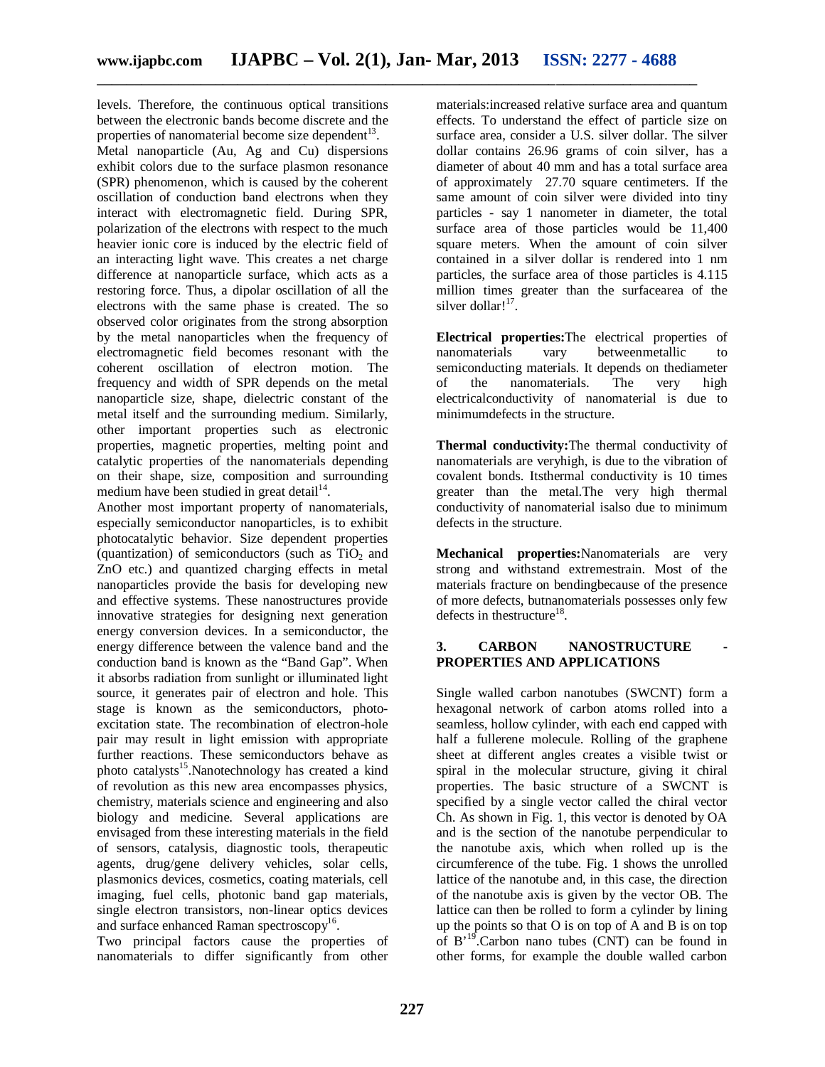levels. Therefore, the continuous optical transitions between the electronic bands become discrete and the properties of nanomaterial become size dependent[13].

Metal nanoparticle (Au, Ag and Cu) dispersions exhibit colors due to the surface plasmon resonance (SPR) phenomenon, which is caused by the coherent oscillation of conduction band electrons when they interact with electromagnetic field. During SPR, polarization of the electrons with respect to the much heavier ionic core is induced by the electric field of an interacting light wave. This creates a net charge difference at nanoparticle surface, which acts as a restoring force. Thus, a dipolar oscillation of all the electrons with the same phase is created. The so observed color originates from the strong absorption by the metal nanoparticles when the frequency of electromagnetic field becomes resonant with the coherent oscillation of electron motion. The frequency and width of SPR depends on the metal nanoparticle size, shape, dielectric constant of the metal itself and the surrounding medium. Similarly, other important properties such as electronic properties, magnetic properties, melting point and catalytic properties of the nanomaterials depending on their shape, size, composition and surrounding medium have been studied in great detail[14].

Another most important property of nanomaterials, especially semiconductor nanoparticles, is to exhibit photocatalytic behavior. Size dependent properties (quantization) of semiconductors (such as $TiO_2$ and ZnO etc.) and quantized charging effects in metal nanoparticles provide the basis for developing new and effective systems. These nanostructures provide innovative strategies for designing next generation energy conversion devices. In a semiconductor, the energy difference between the valence band and the conduction band is known as the "Band Gap". When it absorbs radiation from sunlight or illuminated light source, it generates pair of electron and hole. This stage is known as the semiconductors, photo-excitation state. The recombination of electron-hole pair may result in light emission with appropriate further reactions. These semiconductors behave as photo catalysts[15].Nanotechnology has created a kind of revolution as this new area encompasses physics, chemistry, materials science and engineering and also biology and medicine. Several applications are envisaged from these interesting materials in the field of sensors, catalysis, diagnostic tools, therapeutic agents, drug/gene delivery vehicles, solar cells, plasmonics devices, cosmetics, coating materials, cell imaging, fuel cells, photonic band gap materials, single electron transistors, non-linear optics devices and surface enhanced Raman spectroscopy[16].

Two principal factors cause the properties of nanomaterials to differ significantly from other materials:increased relative surface area and quantum effects. To understand the effect of particle size on surface area, consider a U.S. silver dollar. The silver dollar contains 26.96 grams of coin silver, has a diameter of about 40 mm and has a total surface area of approximately 27.70 square centimeters. If the same amount of coin silver were divided into tiny particles - say 1 nanometer in diameter, the total surface area of those particles would be 11,400 square meters. When the amount of coin silver contained in a silver dollar is rendered into 1 nm particles, the surface area of those particles is 4.115 million times greater than the surfacearea of the silver dollar![17].

**Electrical properties:**The electrical properties of nanomaterials vary betweenmetallic to semiconducting materials. It depends on thediameter of the nanomaterials. The very high electricalconductivity of nanomaterial is due to minimumdefects in the structure.

**Thermal conductivity:**The thermal conductivity of nanomaterials are veryhigh, is due to the vibration of covalent bonds. Itsthermal conductivity is 10 times greater than the metal.The very high thermal conductivity of nanomaterial isalso due to minimum defects in the structure.

**Mechanical properties:**Nanomaterials are very strong and withstand extremestrain. Most of the materials fracture on bendingbecause of the presence of more defects, butnanomaterials possesses only few defects in thestructure[18].

## 3. CARBON NANOSTRUCTURE - PROPERTIES AND APPLICATIONS

Single walled carbon nanotubes (SWCNT) form a hexagonal network of carbon atoms rolled into a seamless, hollow cylinder, with each end capped with half a fullerene molecule. Rolling of the graphene sheet at different angles creates a visible twist or spiral in the molecular structure, giving it chiral properties. The basic structure of a SWCNT is specified by a single vector called the chiral vector Ch. As shown in Fig. 1, this vector is denoted by OA and is the section of the nanotube perpendicular to the nanotube axis, which when rolled up is the circumference of the tube. Fig. 1 shows the unrolled lattice of the nanotube and, in this case, the direction of the nanotube axis is given by the vector OB. The lattice can then be rolled to form a cylinder by lining up the points so that O is on top of A and B is on top of B'[19].Carbon nano tubes (CNT) can be found in other forms, for example the double walled carbon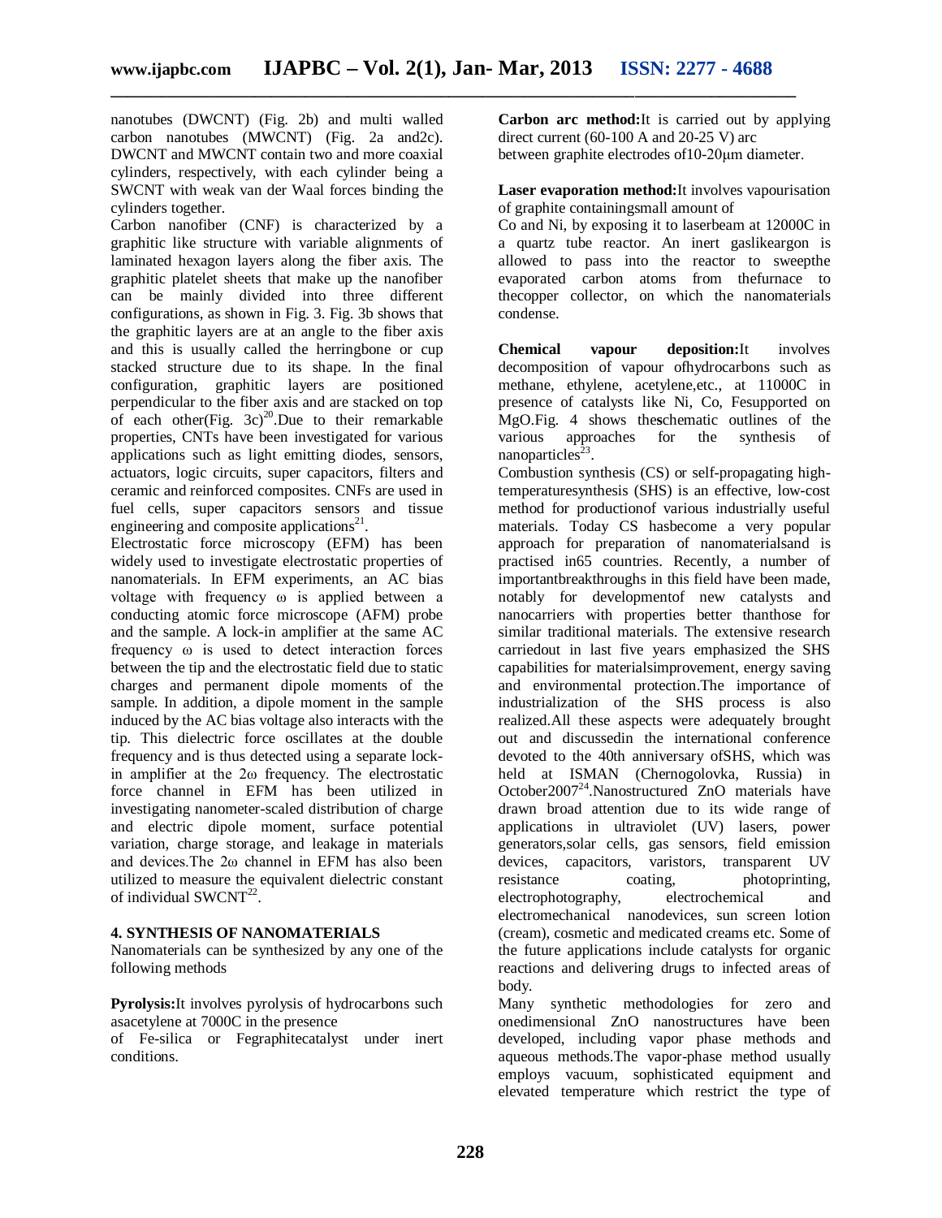nanotubes (DWCNT) (Fig. 2b) and multi walled carbon nanotubes (MWCNT) (Fig. 2a and2c). DWCNT and MWCNT contain two and more coaxial cylinders, respectively, with each cylinder being a SWCNT with weak van der Waal forces binding the cylinders together.

Carbon nanofiber (CNF) is characterized by a graphitic like structure with variable alignments of laminated hexagon layers along the fiber axis. The graphitic platelet sheets that make up the nanofiber can be mainly divided into three different configurations, as shown in Fig. 3. Fig. 3b shows that the graphitic layers are at an angle to the fiber axis and this is usually called the herringbone or cup stacked structure due to its shape. In the final configuration, graphitic layers are positioned perpendicular to the fiber axis and are stacked on top of each other(Fig. 3c)[20].Due to their remarkable properties, CNTs have been investigated for various applications such as light emitting diodes, sensors, actuators, logic circuits, super capacitors, filters and ceramic and reinforced composites. CNFs are used in fuel cells, super capacitors sensors and tissue engineering and composite applications[21].

Electrostatic force microscopy (EFM) has been widely used to investigate electrostatic properties of nanomaterials. In EFM experiments, an AC bias voltage with frequency ω is applied between a conducting atomic force microscope (AFM) probe and the sample. A lock-in amplifier at the same AC frequency ω is used to detect interaction forces between the tip and the electrostatic field due to static charges and permanent dipole moments of the sample. In addition, a dipole moment in the sample induced by the AC bias voltage also interacts with the tip. This dielectric force oscillates at the double frequency and is thus detected using a separate lock-in amplifier at the 2ω frequency. The electrostatic force channel in EFM has been utilized in investigating nanometer-scaled distribution of charge and electric dipole moment, surface potential variation, charge storage, and leakage in materials and devices.The 2ω channel in EFM has also been utilized to measure the equivalent dielectric constant of individual SWCNT[22].

## 4. SYNTHESIS OF NANOMATERIALS

Nanomaterials can be synthesized by any one of the following methods

**Pyrolysis:**It involves pyrolysis of hydrocarbons such asacetylene at 7000C in the presence of Fe-silica or Fegraphitecatalyst under inert conditions.

**Carbon arc method:**It is carried out by applying direct current (60-100 A and 20-25 V) arc between graphite electrodes of10-20μm diameter.

**Laser evaporation method:**It involves vapourisation of graphite containingsmall amount of Co and Ni, by exposing it to laserbeam at 12000C in a quartz tube reactor. An inert gaslikeargon is allowed to pass into the reactor to sweepthe evaporated carbon atoms from thefurnace to thecopper collector, on which the nanomaterials condense.

**Chemical vapour deposition:**It involves decomposition of vapour ofhydrocarbons such as methane, ethylene, acetylene,etc., at 11000C in presence of catalysts like Ni, Co, Fesupported on MgO.Fig. 4 shows theschematic outlines of the various approaches for the synthesis of nanoparticles[23].

Combustion synthesis (CS) or self-propagating high-temperaturesynthesis (SHS) is an effective, low-cost method for productionof various industrially useful materials. Today CS hasbecome a very popular approach for preparation of nanomaterialsand is practised in65 countries. Recently, a number of importantbreakthroughs in this field have been made, notably for developmentof new catalysts and nanocarriers with properties better thanthose for similar traditional materials. The extensive research carriedout in last five years emphasized the SHS capabilities for materialsimprovement, energy saving and environmental protection.The importance of industrialization of the SHS process is also realized.All these aspects were adequately brought out and discussedin the international conference devoted to the 40th anniversary ofSHS, which was held at ISMAN (Chernogolovka, Russia) in October2007[24].Nanostructured ZnO materials have drawn broad attention due to its wide range of applications in ultraviolet (UV) lasers, power generators,solar cells, gas sensors, field emission devices, capacitors, varistors, transparent UV resistance coating, photoprinting, electrophotography, electrochemical and electromechanical nanodevices, sun screen lotion (cream), cosmetic and medicated creams etc. Some of the future applications include catalysts for organic reactions and delivering drugs to infected areas of body.

Many synthetic methodologies for zero and onedimensional ZnO nanostructures have been developed, including vapor phase methods and aqueous methods.The vapor-phase method usually employs vacuum, sophisticated equipment and elevated temperature which restrict the type of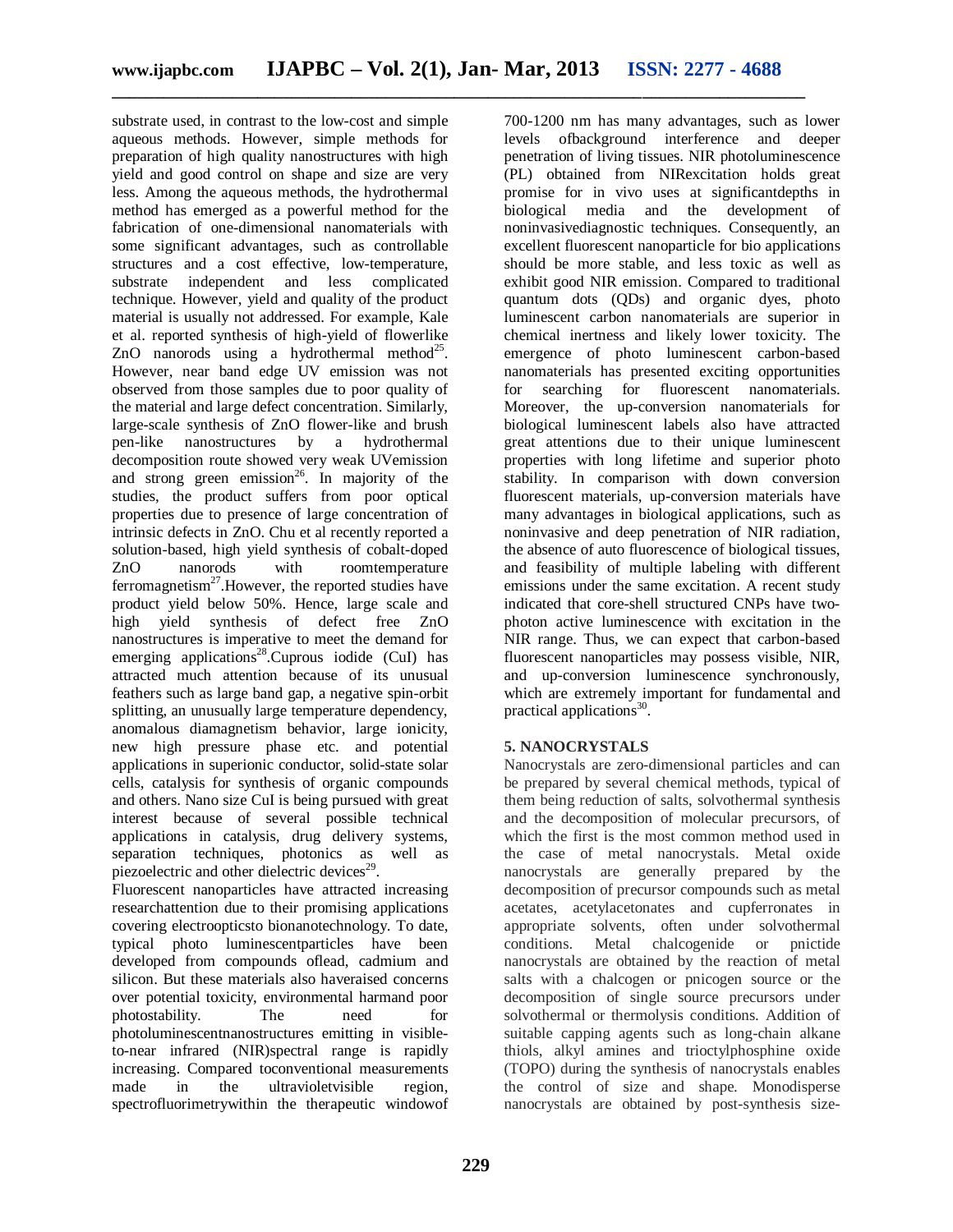substrate used, in contrast to the low-cost and simple aqueous methods. However, simple methods for preparation of high quality nanostructures with high yield and good control on shape and size are very less. Among the aqueous methods, the hydrothermal method has emerged as a powerful method for the fabrication of one-dimensional nanomaterials with some significant advantages, such as controllable structures and a cost effective, low-temperature, substrate independent and less complicated technique. However, yield and quality of the product material is usually not addressed. For example, Kale et al. reported synthesis of high-yield of flowerlike ZnO nanorods using a hydrothermal method[25]. However, near band edge UV emission was not observed from those samples due to poor quality of the material and large defect concentration. Similarly, large-scale synthesis of ZnO flower-like and brush pen-like nanostructures by a hydrothermal decomposition route showed very weak UVemission and strong green emission[26]. In majority of the studies, the product suffers from poor optical properties due to presence of large concentration of intrinsic defects in ZnO. Chu et al recently reported a solution-based, high yield synthesis of cobalt-doped ZnO nanorods with roomtemperature ferromagnetism[27].However, the reported studies have product yield below 50%. Hence, large scale and high yield synthesis of defect free ZnO nanostructures is imperative to meet the demand for emerging applications[28].Cuprous iodide (CuI) has attracted much attention because of its unusual feathers such as large band gap, a negative spin-orbit splitting, an unusually large temperature dependency, anomalous diamagnetism behavior, large ionicity, new high pressure phase etc. and potential applications in superionic conductor, solid-state solar cells, catalysis for synthesis of organic compounds and others. Nano size CuI is being pursued with great interest because of several possible technical applications in catalysis, drug delivery systems, separation techniques, photonics as well as piezoelectric and other dielectric devices[29].

Fluorescent nanoparticles have attracted increasing researchattention due to their promising applications covering electroopticsto bionanotechnology. To date, typical photo luminescentparticles have been developed from compounds oflead, cadmium and silicon. But these materials also haveraised concerns over potential toxicity, environmental harmand poor photostability. The need for photoluminescentnanostructures emitting in visible-to-near infrared (NIR)spectral range is rapidly increasing. Compared toconventional measurements made in the ultravioletvisible region, spectrofluorimetrywithin the therapeutic windowof 700-1200 nm has many advantages, such as lower levels ofbackground interference and deeper penetration of living tissues. NIR photoluminescence (PL) obtained from NIRexcitation holds great promise for in vivo uses at significantdepths in biological media and the development of noninvasivediagnostic techniques. Consequently, an excellent fluorescent nanoparticle for bio applications should be more stable, and less toxic as well as exhibit good NIR emission. Compared to traditional quantum dots (QDs) and organic dyes, photo luminescent carbon nanomaterials are superior in chemical inertness and likely lower toxicity. The emergence of photo luminescent carbon-based nanomaterials has presented exciting opportunities for searching for fluorescent nanomaterials. Moreover, the up-conversion nanomaterials for biological luminescent labels also have attracted great attentions due to their unique luminescent properties with long lifetime and superior photo stability. In comparison with down conversion fluorescent materials, up-conversion materials have many advantages in biological applications, such as noninvasive and deep penetration of NIR radiation, the absence of auto fluorescence of biological tissues, and feasibility of multiple labeling with different emissions under the same excitation. A recent study indicated that core-shell structured CNPs have two-photon active luminescence with excitation in the NIR range. Thus, we can expect that carbon-based fluorescent nanoparticles may possess visible, NIR, and up-conversion luminescence synchronously, which are extremely important for fundamental and practical applications[30].

## 5. NANOCRYSTALS

Nanocrystals are zero-dimensional particles and can be prepared by several chemical methods, typical of them being reduction of salts, solvothermal synthesis and the decomposition of molecular precursors, of which the first is the most common method used in the case of metal nanocrystals. Metal oxide nanocrystals are generally prepared by the decomposition of precursor compounds such as metal acetates, acetylacetonates and cupferronates in appropriate solvents, often under solvothermal conditions. Metal chalcogenide or pnictide nanocrystals are obtained by the reaction of metal salts with a chalcogen or pnicogen source or the decomposition of single source precursors under solvothermal or thermolysis conditions. Addition of suitable capping agents such as long-chain alkane thiols, alkyl amines and trioctylphosphine oxide (TOPO) during the synthesis of nanocrystals enables the control of size and shape. Monodisperse nanocrystals are obtained by post-synthesis size-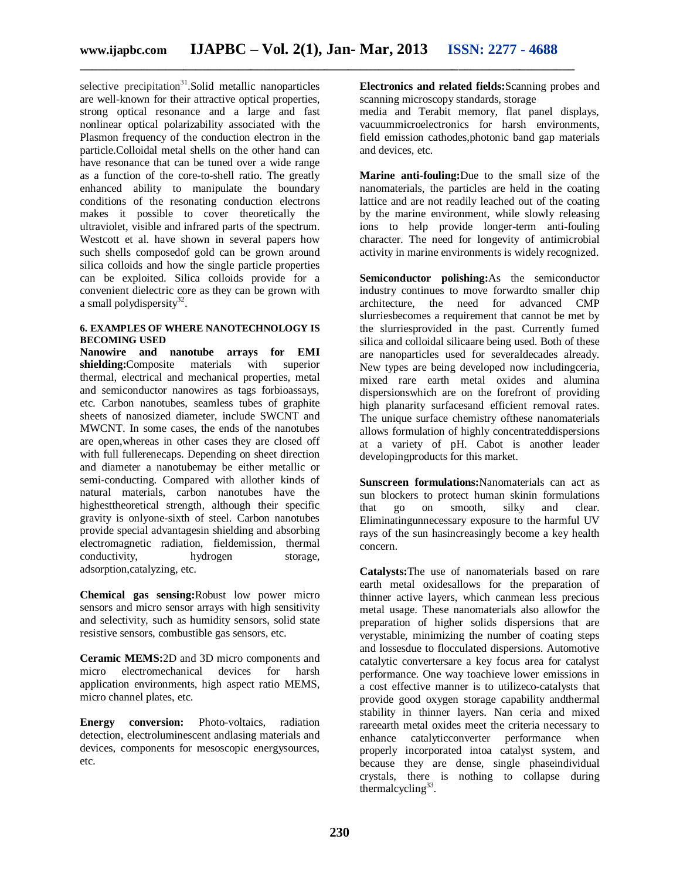selective precipitation[31]. Solid metallic nanoparticles are well-known for their attractive optical properties, strong optical resonance and a large and fast nonlinear optical polarizability associated with the Plasmon frequency of the conduction electron in the particle. Colloidal metal shells on the other hand can have resonance that can be tuned over a wide range as a function of the core-to-shell ratio. The greatly enhanced ability to manipulate the boundary conditions of the resonating conduction electrons makes it possible to cover theoretically the ultraviolet, visible and infrared parts of the spectrum. Westcott et al. have shown in several papers how such shells composedof gold can be grown around silica colloids and how the single particle properties can be exploited. Silica colloids provide for a convenient dielectric core as they can be grown with a small polydispersity[32].

#### 6. EXAMPLES OF WHERE NANOTECHNOLOGY IS BECOMING USED

**Nanowire and nanotube arrays for EMI shielding:** Composite materials with superior thermal, electrical and mechanical properties, metal and semiconductor nanowires as tags forbioassays, etc. Carbon nanotubes, seamless tubes of graphite sheets of nanosized diameter, include SWCNT and MWCNT. In some cases, the ends of the nanotubes are open, whereas in other cases they are closed off with full fullerenecaps. Depending on sheet direction and diameter a nanotubemay be either metallic or semi-conducting. Compared with allother kinds of natural materials, carbon nanotubes have the highesttheoretical strength, although their specific gravity is onlyone-sixth of steel. Carbon nanotubes provide special advantagesin shielding and absorbing electromagnetic radiation, fieldemission, thermal conductivity, hydrogen storage, adsorption, catalyzing, etc.

**Chemical gas sensing:** Robust low power micro sensors and micro sensor arrays with high sensitivity and selectivity, such as humidity sensors, solid state resistive sensors, combustible gas sensors, etc.

**Ceramic MEMS:** 2D and 3D micro components and micro electromechanical devices for harsh application environments, high aspect ratio MEMS, micro channel plates, etc.

**Energy conversion:** Photo-voltaics, radiation detection, electroluminescent andlasing materials and devices, components for mesoscopic energysources, etc.

**Electronics and related fields:** Scanning probes and scanning microscopy standards, storage media and Terabit memory, flat panel displays, vacuummicroelectronics for harsh environments, field emission cathodes, photonic band gap materials and devices, etc.

**Marine anti-fouling:** Due to the small size of the nanomaterials, the particles are held in the coating lattice and are not readily leached out of the coating by the marine environment, while slowly releasing ions to help provide longer-term anti-fouling character. The need for longevity of antimicrobial activity in marine environments is widely recognized.

**Semiconductor polishing:** As the semiconductor industry continues to move forwardto smaller chip architecture, the need for advanced CMP slurriesbecomes a requirement that cannot be met by the slurriesprovided in the past. Currently fumed silica and colloidal silicaare being used. Both of these are nanoparticles used for severaldecades already. New types are being developed now includingceria, mixed rare earth metal oxides and alumina dispersionswhich are on the forefront of providing high planarity surfacesand efficient removal rates. The unique surface chemistry ofthese nanomaterials allows formulation of highly concentrateddispersions at a variety of pH. Cabot is another leader developingproducts for this market.

**Sunscreen formulations:** Nanomaterials can act as sun blockers to protect human skinin formulations that go on smooth, silky and clear. Eliminatingunnecessary exposure to the harmful UV rays of the sun hasincreasingly become a key health concern.

**Catalysts:** The use of nanomaterials based on rare earth metal oxidesallows for the preparation of thinner active layers, which canmean less precious metal usage. These nanomaterials also allowfor the preparation of higher solids dispersions that are verystable, minimizing the number of coating steps and lossesdue to flocculated dispersions. Automotive catalytic convertersare a key focus area for catalyst performance. One way toachieve lower emissions in a cost effective manner is to utilizeco-catalysts that provide good oxygen storage capability andthermal stability in thinner layers. Nan ceria and mixed rareearth metal oxides meet the criteria necessary to enhance catalyticconverter performance when properly incorporated intoa catalyst system, and because they are dense, single phaseindividual crystals, there is nothing to collapse during thermalcycling[33].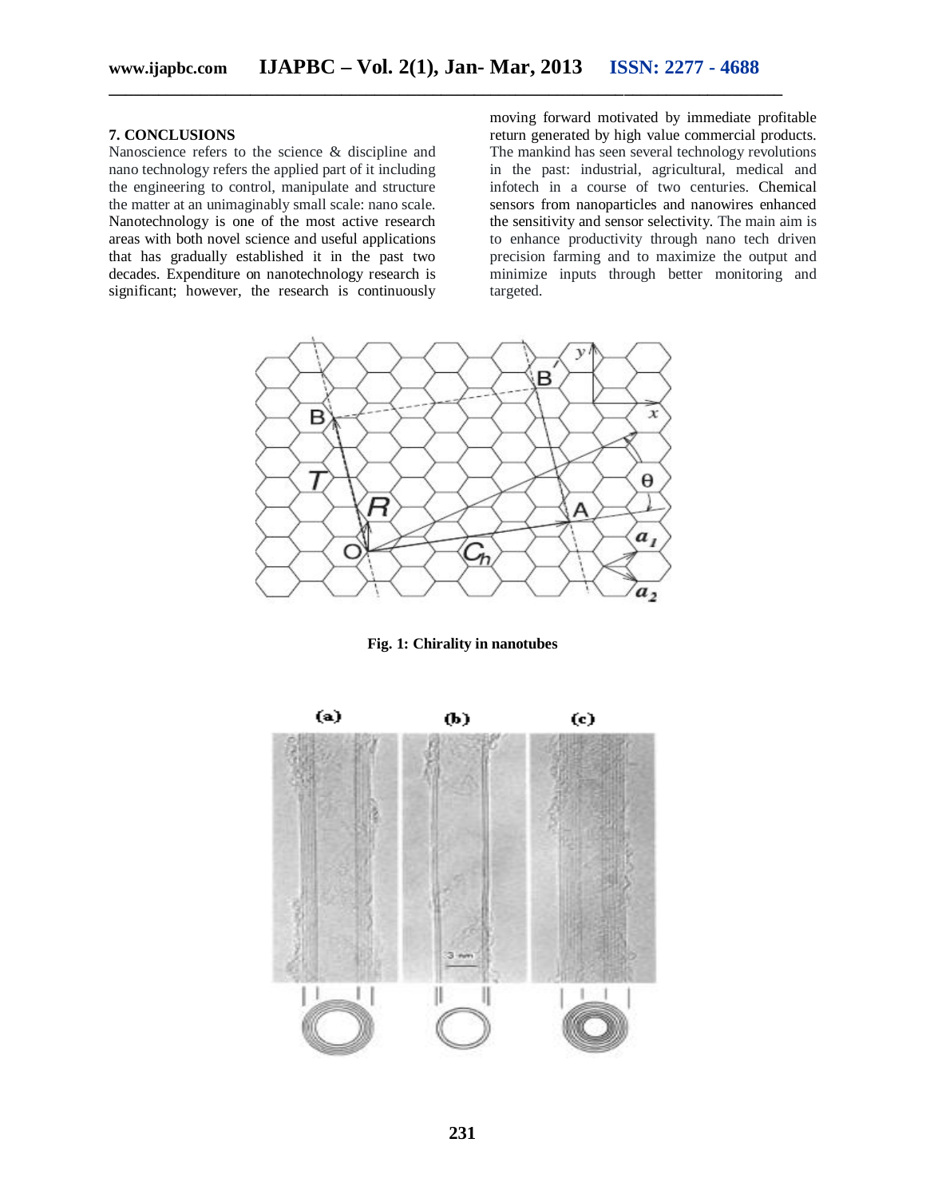## 7. CONCLUSIONS

Nanoscience refers to the science & discipline and nano technology refers the applied part of it including the engineering to control, manipulate and structure the matter at an unimaginably small scale: nano scale. Nanotechnology is one of the most active research areas with both novel science and useful applications that has gradually established it in the past two decades. Expenditure on nanotechnology research is significant; however, the research is continuously moving forward motivated by immediate profitable return generated by high value commercial products. The mankind has seen several technology revolutions in the past: industrial, agricultural, medical and infotech in a course of two centuries. Chemical sensors from nanoparticles and nanowires enhanced the sensitivity and sensor selectivity. The main aim is to enhance productivity through nano tech driven precision farming and to maximize the output and minimize inputs through better monitoring and targeted.

**Fig. 1: Chirality in nanotubes**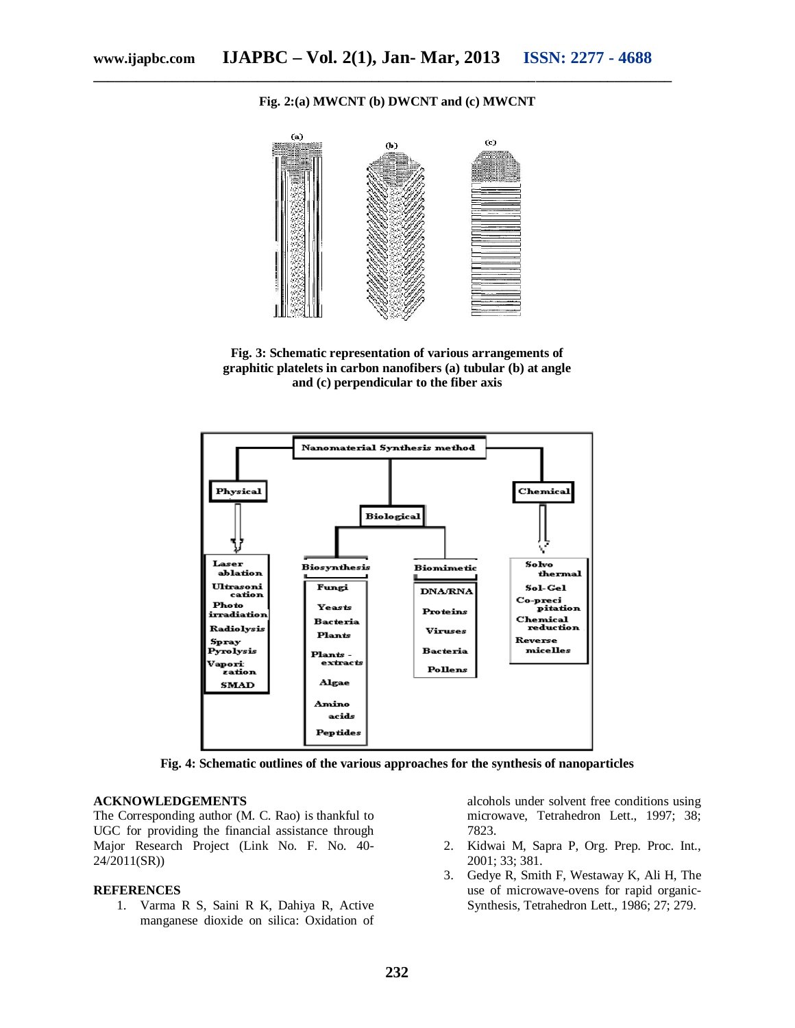Fig. 2:(a) MWCNT (b) DWCNT and (c) MWCNT

Fig. 3: Schematic representation of various arrangements of graphitic platelets in carbon nanofibers (a) tubular (b) at angle and (c) perpendicular to the fiber axis

Fig. 4: Schematic outlines of the various approaches for the synthesis of nanoparticles

## ACKNOWLEDGEMENTS

The Corresponding author (M. C. Rao) is thankful to UGC for providing the financial assistance through Major Research Project (Link No. F. No. 40-24/2011(SR))

## REFERENCES

1. Varma R S, Saini R K, Dahiya R, Active manganese dioxide on silica: Oxidation of alcohols under solvent free conditions using microwave, Tetrahedron Lett., 1997; 38; 7823.
2. Kidwai M, Sapra P, Org. Prep. Proc. Int., 2001; 33; 381.
3. Gedye R, Smith F, Westaway K, Ali H, The use of microwave-ovens for rapid organic-Synthesis, Tetrahedron Lett., 1986; 27; 279.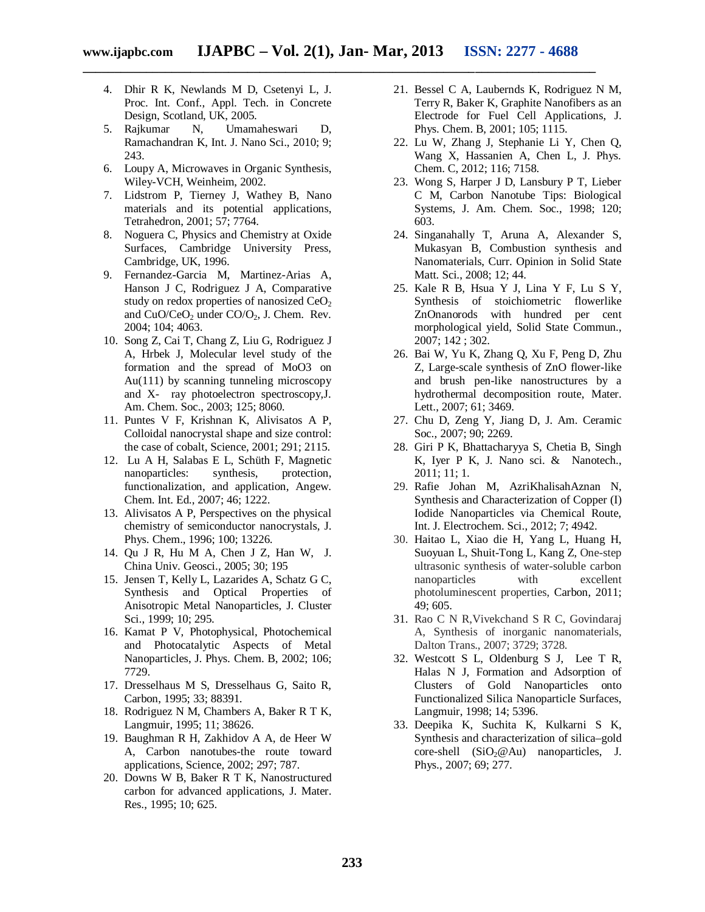4. Dhir R K, Newlands M D, Csetenyi L, J. Proc. Int. Conf., Appl. Tech. in Concrete Design, Scotland, UK, 2005.
5. Rajkumar N, Umamaheswari D, Ramachandran K, Int. J. Nano Sci., 2010; 9; 243.
6. Loupy A, Microwaves in Organic Synthesis, Wiley-VCH, Weinheim, 2002.
7. Lidstrom P, Tierney J, Wathey B, Nano materials and its potential applications, Tetrahedron, 2001; 57; 7764.
8. Noguera C, Physics and Chemistry at Oxide Surfaces, Cambridge University Press, Cambridge, UK, 1996.
9. Fernandez-Garcia M, Martinez-Arias A, Hanson J C, Rodriguez J A, Comparative study on redox properties of nanosized $CeO_2$ and $CuO/CeO_2$ under $CO/O_2$, J. Chem. Rev. 2004; 104; 4063.
10. Song Z, Cai T, Chang Z, Liu G, Rodriguez J A, Hrbek J, Molecular level study of the formation and the spread of MoO3 on Au(111) by scanning tunneling microscopy and X- ray photoelectron spectroscopy,J. Am. Chem. Soc., 2003; 125; 8060.
11. Puntes V F, Krishnan K, Alivisatos A P, Colloidal nanocrystal shape and size control: the case of cobalt, Science, 2001; 291; 2115.
12. Lu A H, Salabas E L, Schüth F, Magnetic nanoparticles: synthesis, protection, functionalization, and application, Angew. Chem. Int. Ed., 2007; 46; 1222.
13. Alivisatos A P, Perspectives on the physical chemistry of semiconductor nanocrystals, J. Phys. Chem., 1996; 100; 13226.
14. Qu J R, Hu M A, Chen J Z, Han W, J. China Univ. Geosci., 2005; 30; 195
15. Jensen T, Kelly L, Lazarides A, Schatz G C, Synthesis and Optical Properties of Anisotropic Metal Nanoparticles, J. Cluster Sci., 1999; 10; 295.
16. Kamat P V, Photophysical, Photochemical and Photocatalytic Aspects of Metal Nanoparticles, J. Phys. Chem. B, 2002; 106; 7729.
17. Dresselhaus M S, Dresselhaus G, Saito R, Carbon, 1995; 33; 88391.
18. Rodriguez N M, Chambers A, Baker R T K, Langmuir, 1995; 11; 38626.
19. Baughman R H, Zakhidov A A, de Heer W A, Carbon nanotubes-the route toward applications, Science, 2002; 297; 787.
20. Downs W B, Baker R T K, Nanostructured carbon for advanced applications, J. Mater. Res., 1995; 10; 625.
21. Bessel C A, Laubernds K, Rodriguez N M, Terry R, Baker K, Graphite Nanofibers as an Electrode for Fuel Cell Applications, J. Phys. Chem. B, 2001; 105; 1115.
22. Lu W, Zhang J, Stephanie Li Y, Chen Q, Wang X, Hassanien A, Chen L, J. Phys. Chem. C, 2012; 116; 7158.
23. Wong S, Harper J D, Lansbury P T, Lieber C M, Carbon Nanotube Tips: Biological Systems, J. Am. Chem. Soc., 1998; 120; 603.
24. Singanahally T, Aruna A, Alexander S, Mukasyan B, Combustion synthesis and Nanomaterials, Curr. Opinion in Solid State Matt. Sci., 2008; 12; 44.
25. Kale R B, Hsua Y J, Lina Y F, Lu S Y, Synthesis of stoichiometric flowerlike ZnOnanorods with hundred per cent morphological yield, Solid State Commun., 2007; 142 ; 302.
26. Bai W, Yu K, Zhang Q, Xu F, Peng D, Zhu Z, Large-scale synthesis of ZnO flower-like and brush pen-like nanostructures by a hydrothermal decomposition route, Mater. Lett., 2007; 61; 3469.
27. Chu D, Zeng Y, Jiang D, J. Am. Ceramic Soc., 2007; 90; 2269.
28. Giri P K, Bhattacharyya S, Chetia B, Singh K, Iyer P K, J. Nano sci. & Nanotech., 2011; 11; 1.
29. Rafie Johan M, AzriKhalisahAznan N, Synthesis and Characterization of Copper (I) Iodide Nanoparticles via Chemical Route, Int. J. Electrochem. Sci., 2012; 7; 4942.
30. Haitao L, Xiao die H, Yang L, Huang H, Suoyuan L, Shuit-Tong L, Kang Z, One-step ultrasonic synthesis of water-soluble carbon nanoparticles with excellent photoluminescent properties, Carbon, 2011; 49; 605.
31. Rao C N R,Vivekchand S R C, Govindaraj A, Synthesis of inorganic nanomaterials, Dalton Trans., 2007; 3729; 3728.
32. Westcott S L, Oldenburg S J, Lee T R, Halas N J, Formation and Adsorption of Clusters of Gold Nanoparticles onto Functionalized Silica Nanoparticle Surfaces, Langmuir, 1998; 14; 5396.
33. Deepika K, Suchita K, Kulkarni S K, Synthesis and characterization of silica–gold core-shell ($SiO_2$@Au) nanoparticles, J. Phys., 2007; 69; 277.